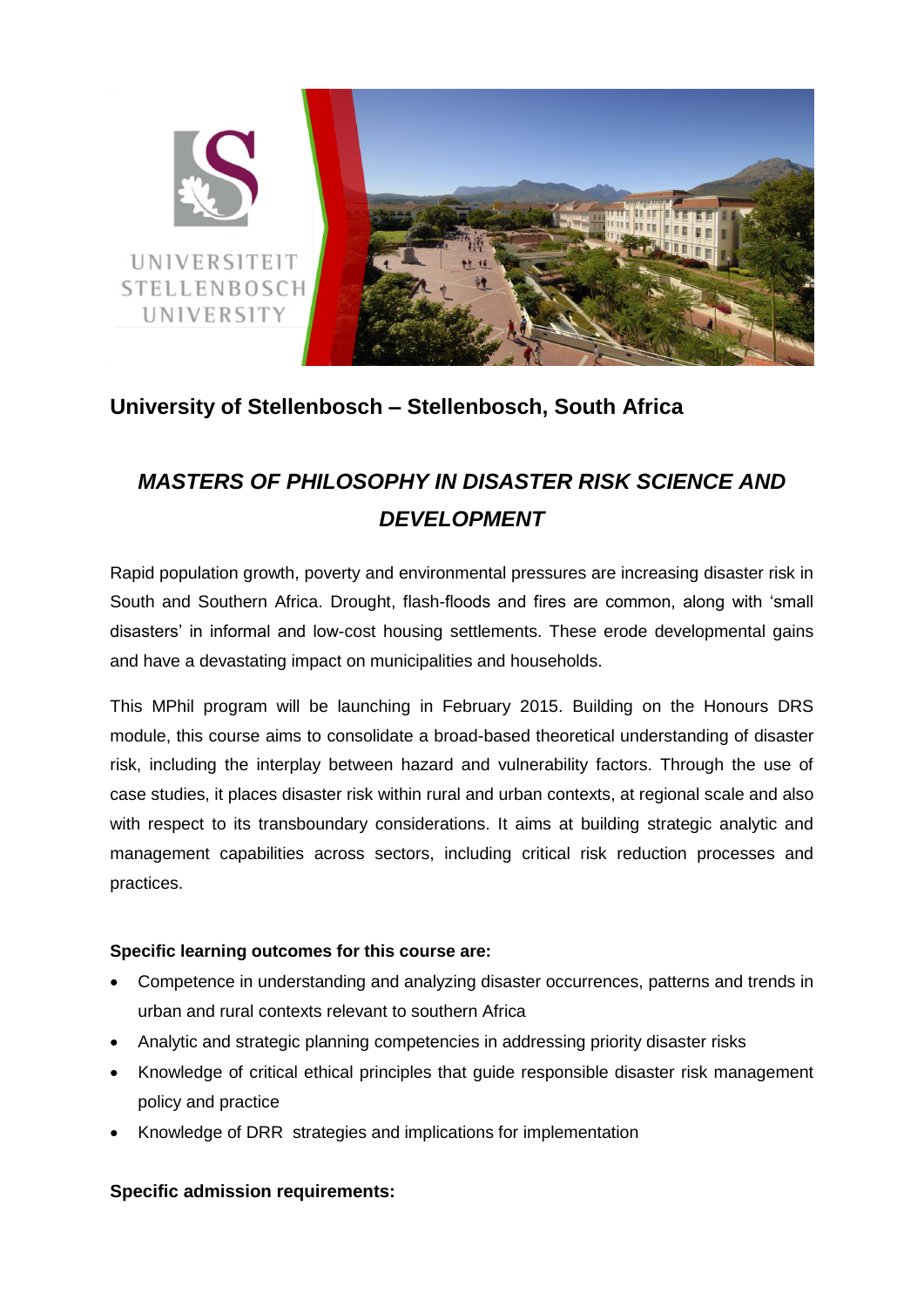UNIVERSITEIT
STELLENBOSCH
UNIVERSITY

## University of Stellenbosch – Stellenbosch, South Africa

# *MASTERS OF PHILOSOPHY IN DISASTER RISK SCIENCE AND DEVELOPMENT*

Rapid population growth, poverty and environmental pressures are increasing disaster risk in South and Southern Africa. Drought, flash-floods and fires are common, along with 'small disasters' in informal and low-cost housing settlements. These erode developmental gains and have a devastating impact on municipalities and households.

This MPhil program will be launching in February 2015. Building on the Honours DRS module, this course aims to consolidate a broad-based theoretical understanding of disaster risk, including the interplay between hazard and vulnerability factors. Through the use of case studies, it places disaster risk within rural and urban contexts, at regional scale and also with respect to its transboundary considerations. It aims at building strategic analytic and management capabilities across sectors, including critical risk reduction processes and practices.

**Specific learning outcomes for this course are:**

- Competence in understanding and analyzing disaster occurrences, patterns and trends in urban and rural contexts relevant to southern Africa
- Analytic and strategic planning competencies in addressing priority disaster risks
- Knowledge of critical ethical principles that guide responsible disaster risk management policy and practice
- Knowledge of DRR strategies and implications for implementation

**Specific admission requirements:**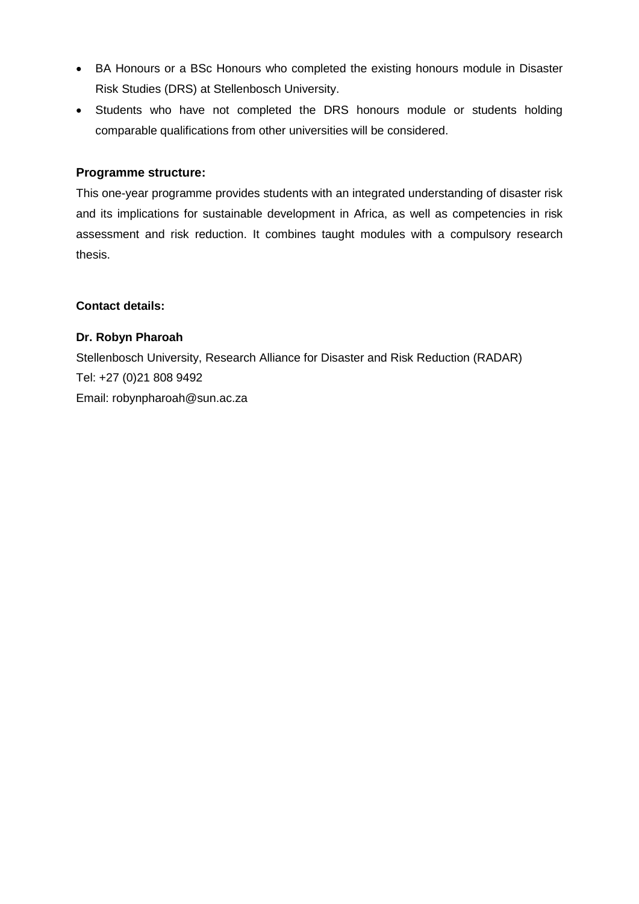- BA Honours or a BSc Honours who completed the existing honours module in Disaster Risk Studies (DRS) at Stellenbosch University.
- Students who have not completed the DRS honours module or students holding comparable qualifications from other universities will be considered.

**Programme structure:**

This one-year programme provides students with an integrated understanding of disaster risk and its implications for sustainable development in Africa, as well as competencies in risk assessment and risk reduction. It combines taught modules with a compulsory research thesis.

**Contact details:**

**Dr. Robyn Pharoah**

Stellenbosch University, Research Alliance for Disaster and Risk Reduction (RADAR)

Tel: +27 (0)21 808 9492

Email: robynpharoah@sun.ac.za